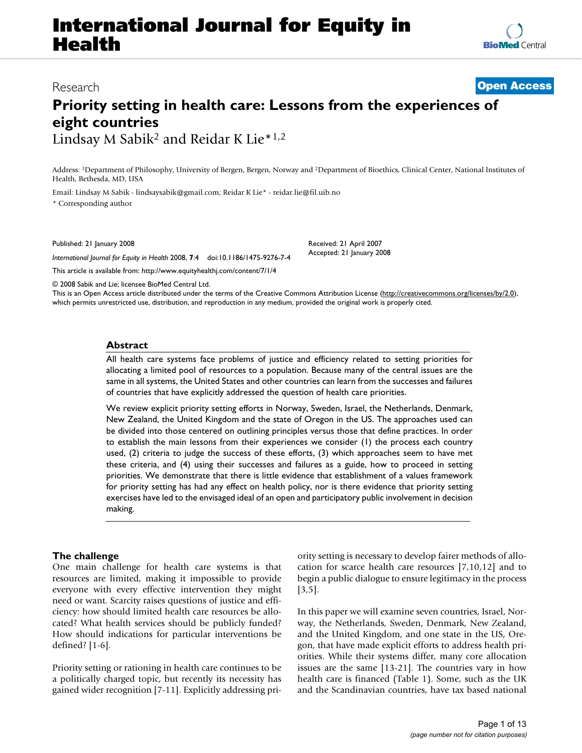# International Journal for Equity in Health

Research

**Open Access**

# Priority setting in health care: Lessons from the experiences of eight countries

Lindsay M Sabik[2] and Reidar K Lie*[1,2]

Address: [1]Department of Philosophy, University of Bergen, Bergen, Norway and [2]Department of Bioethics, Clinical Center, National Institutes of Health, Bethesda, MD, USA

Email: Lindsay M Sabik - lindsaysabik@gmail.com; Reidar K Lie* - reidar.lie@fil.uib.no

\* Corresponding author

Published: 21 January 2008

*International Journal for Equity in Health* 2008, **7**:4 doi:10.1186/1475-9276-7-4

Received: 21 April 2007
Accepted: 21 January 2008

This article is available from: http://www.equityhealthj.com/content/7/1/4

© 2008 Sabik and Lie; licensee BioMed Central Ltd.
This is an Open Access article distributed under the terms of the Creative Commons Attribution License (http://creativecommons.org/licenses/by/2.0), which permits unrestricted use, distribution, and reproduction in any medium, provided the original work is properly cited.

## Abstract

All health care systems face problems of justice and efficiency related to setting priorities for allocating a limited pool of resources to a population. Because many of the central issues are the same in all systems, the United States and other countries can learn from the successes and failures of countries that have explicitly addressed the question of health care priorities.

We review explicit priority setting efforts in Norway, Sweden, Israel, the Netherlands, Denmark, New Zealand, the United Kingdom and the state of Oregon in the US. The approaches used can be divided into those centered on outlining principles versus those that define practices. In order to establish the main lessons from their experiences we consider (1) the process each country used, (2) criteria to judge the success of these efforts, (3) which approaches seem to have met these criteria, and (4) using their successes and failures as a guide, how to proceed in setting priorities. We demonstrate that there is little evidence that establishment of a values framework for priority setting has had any effect on health policy, nor is there evidence that priority setting exercises have led to the envisaged ideal of an open and participatory public involvement in decision making.

## The challenge

One main challenge for health care systems is that resources are limited, making it impossible to provide everyone with every effective intervention they might need or want. Scarcity raises questions of justice and efficiency: how should limited health care resources be allocated? What health services should be publicly funded? How should indications for particular interventions be defined? [1-6].

Priority setting or rationing in health care continues to be a politically charged topic, but recently its necessity has gained wider recognition [7-11]. Explicitly addressing priority setting is necessary to develop fairer methods of allocation for scarce health care resources [7,10,12] and to begin a public dialogue to ensure legitimacy in the process [3,5].

In this paper we will examine seven countries, Israel, Norway, the Netherlands, Sweden, Denmark, New Zealand, and the United Kingdom, and one state in the US, Oregon, that have made explicit efforts to address health priorities. While their systems differ, many core allocation issues are the same [13-21]. The countries vary in how health care is financed (Table 1). Some, such as the UK and the Scandinavian countries, have tax based national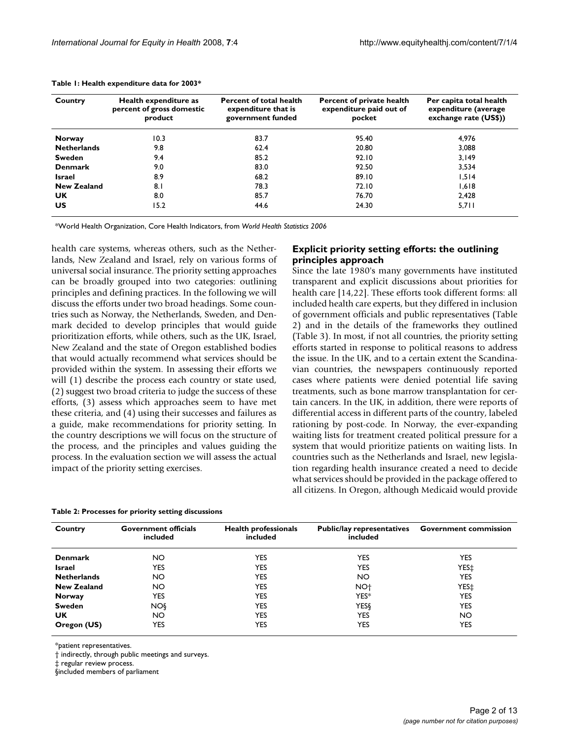**Table 1: Health expenditure data for 2003***

| Country | Health expenditure as percent of gross domestic product | Percent of total health expenditure that is government funded | Percent of private health expenditure paid out of pocket | Per capita total health expenditure (average exchange rate (US$)) |
|---|---|---|---|---|
| **Norway** | 10.3 | 83.7 | 95.40 | 4,976 |
| **Netherlands** | 9.8 | 62.4 | 20.80 | 3,088 |
| **Sweden** | 9.4 | 85.2 | 92.10 | 3,149 |
| **Denmark** | 9.0 | 83.0 | 92.50 | 3,534 |
| **Israel** | 8.9 | 68.2 | 89.10 | 1,514 |
| **New Zealand** | 8.1 | 78.3 | 72.10 | 1,618 |
| **UK** | 8.0 | 85.7 | 76.70 | 2,428 |
| **US** | 15.2 | 44.6 | 24.30 | 5,711 |

*World Health Organization, Core Health Indicators, from *World Health Statistics 2006*

health care systems, whereas others, such as the Netherlands, New Zealand and Israel, rely on various forms of universal social insurance. The priority setting approaches can be broadly grouped into two categories: outlining principles and defining practices. In the following we will discuss the efforts under two broad headings. Some countries such as Norway, the Netherlands, Sweden, and Denmark decided to develop principles that would guide prioritization efforts, while others, such as the UK, Israel, New Zealand and the state of Oregon established bodies that would actually recommend what services should be provided within the system. In assessing their efforts we will (1) describe the process each country or state used, (2) suggest two broad criteria to judge the success of these efforts, (3) assess which approaches seem to have met these criteria, and (4) using their successes and failures as a guide, make recommendations for priority setting. In the country descriptions we will focus on the structure of the process, and the principles and values guiding the process. In the evaluation section we will assess the actual impact of the priority setting exercises.

## Explicit priority setting efforts: the outlining principles approach

Since the late 1980's many governments have instituted transparent and explicit discussions about priorities for health care [14,22]. These efforts took different forms: all included health care experts, but they differed in inclusion of government officials and public representatives (Table 2) and in the details of the frameworks they outlined (Table 3). In most, if not all countries, the priority setting efforts started in response to political reasons to address the issue. In the UK, and to a certain extent the Scandinavian countries, the newspapers continuously reported cases where patients were denied potential life saving treatments, such as bone marrow transplantation for certain cancers. In the UK, in addition, there were reports of differential access in different parts of the country, labeled rationing by post-code. In Norway, the ever-expanding waiting lists for treatment created political pressure for a system that would prioritize patients on waiting lists. In countries such as the Netherlands and Israel, new legislation regarding health insurance created a need to decide what services should be provided in the package offered to all citizens. In Oregon, although Medicaid would provide

**Table 2: Processes for priority setting discussions**

| Country | Government officials included | Health professionals included | Public/lay representatives included | Government commission |
|---|---|---|---|---|
| **Denmark** | NO | YES | YES | YES |
| **Israel** | YES | YES | YES | YES‡ |
| **Netherlands** | NO | YES | NO | YES |
| **New Zealand** | NO | YES | NO† | YES‡ |
| **Norway** | YES | YES | YES* | YES |
| **Sweden** | NO§ | YES | YES§ | YES |
| **UK** | NO | YES | YES | NO |
| **Oregon (US)** | YES | YES | YES | YES |

*patient representatives.
† indirectly, through public meetings and surveys.
‡ regular review process.
§included members of parliament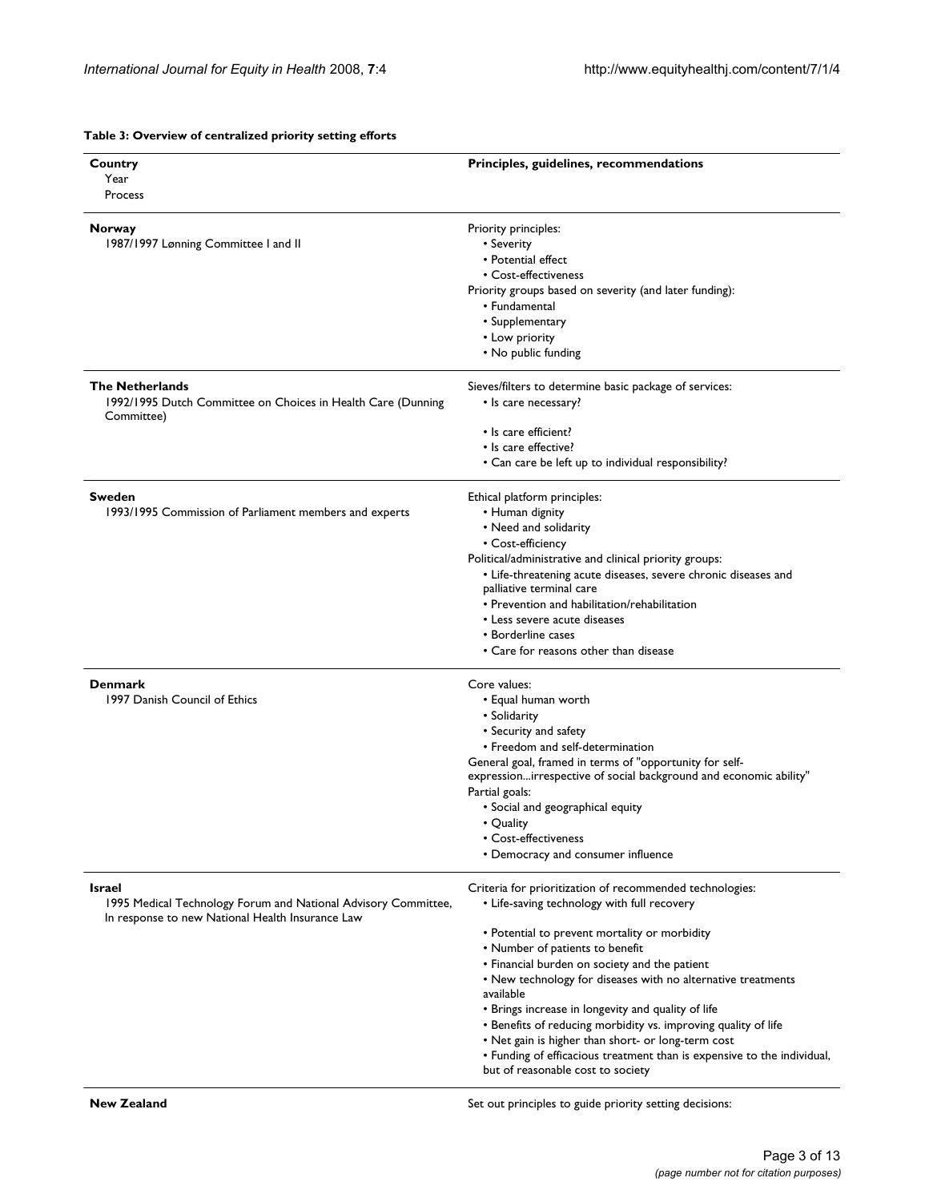**Table 3: Overview of centralized priority setting efforts**

| **Country**<br>Year<br>Process | **Principles, guidelines, recommendations** |
| --- | --- |
| **Norway**<br>1987/1997 Lønning Committee I and II | Priority principles:<br>• Severity<br>• Potential effect<br>• Cost-effectiveness<br>Priority groups based on severity (and later funding):<br>• Fundamental<br>• Supplementary<br>• Low priority<br>• No public funding |
| **The Netherlands**<br>1992/1995 Dutch Committee on Choices in Health Care (Dunning Committee) | Sieves/filters to determine basic package of services:<br>• Is care necessary?<br>• Is care efficient?<br>• Is care effective?<br>• Can care be left up to individual responsibility? |
| **Sweden**<br>1993/1995 Commission of Parliament members and experts | Ethical platform principles:<br>• Human dignity<br>• Need and solidarity<br>• Cost-efficiency<br>Political/administrative and clinical priority groups:<br>• Life-threatening acute diseases, severe chronic diseases and palliative terminal care<br>• Prevention and habilitation/rehabilitation<br>• Less severe acute diseases<br>• Borderline cases<br>• Care for reasons other than disease |
| **Denmark**<br>1997 Danish Council of Ethics | Core values:<br>• Equal human worth<br>• Solidarity<br>• Security and safety<br>• Freedom and self-determination<br>General goal, framed in terms of "opportunity for self-expression...irrespective of social background and economic ability"<br>Partial goals:<br>• Social and geographical equity<br>• Quality<br>• Cost-effectiveness<br>• Democracy and consumer influence |
| **Israel**<br>1995 Medical Technology Forum and National Advisory Committee, In response to new National Health Insurance Law | Criteria for prioritization of recommended technologies:<br>• Life-saving technology with full recovery<br>• Potential to prevent mortality or morbidity<br>• Number of patients to benefit<br>• Financial burden on society and the patient<br>• New technology for diseases with no alternative treatments available<br>• Brings increase in longevity and quality of life<br>• Benefits of reducing morbidity vs. improving quality of life<br>• Net gain is higher than short- or long-term cost<br>• Funding of efficacious treatment than is expensive to the individual, but of reasonable cost to society |
| **New Zealand** | Set out principles to guide priority setting decisions: |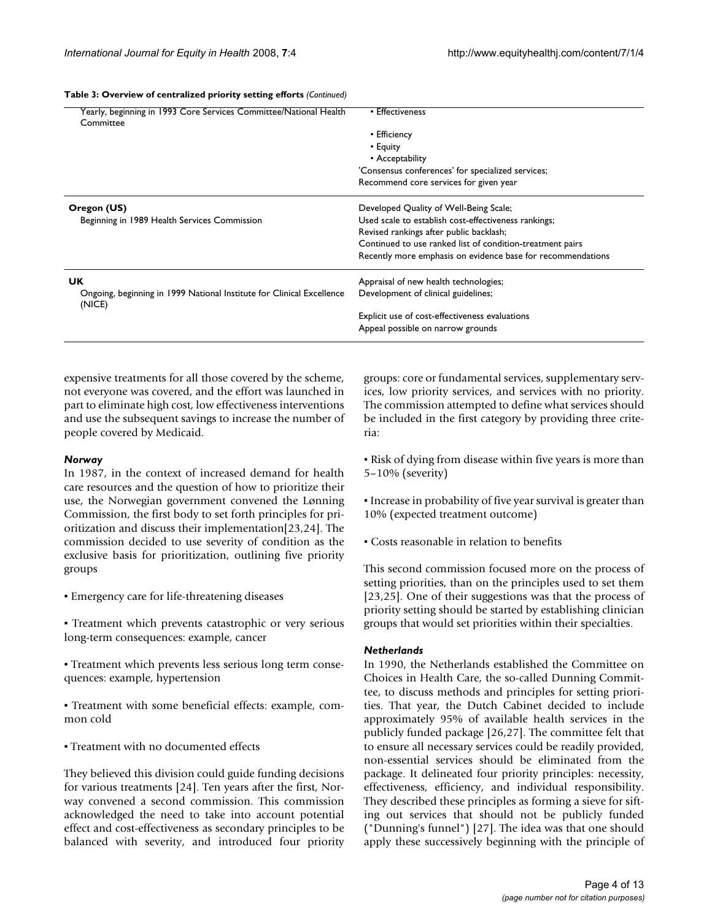**Table 3: Overview of centralized priority setting efforts** *(Continued)*

| | |
|---|---|
| Yearly, beginning in 1993 Core Services Committee/National Health Committee | • Effectiveness<br>• Efficiency<br>• Equity<br>• Acceptability<br>'Consensus conferences' for specialized services;<br>Recommend core services for given year |
| **Oregon (US)**<br>Beginning in 1989 Health Services Commission | Developed Quality of Well-Being Scale;<br>Used scale to establish cost-effectiveness rankings;<br>Revised rankings after public backlash;<br>Continued to use ranked list of condition-treatment pairs<br>Recently more emphasis on evidence base for recommendations |
| **UK**<br>Ongoing, beginning in 1999 National Institute for Clinical Excellence (NICE) | Appraisal of new health technologies;<br>Development of clinical guidelines;<br>Explicit use of cost-effectiveness evaluations<br>Appeal possible on narrow grounds |

expensive treatments for all those covered by the scheme, not everyone was covered, and the effort was launched in part to eliminate high cost, low effectiveness interventions and use the subsequent savings to increase the number of people covered by Medicaid.

### *Norway*

In 1987, in the context of increased demand for health care resources and the question of how to prioritize their use, the Norwegian government convened the Lønning Commission, the first body to set forth principles for prioritization and discuss their implementation[23,24]. The commission decided to use severity of condition as the exclusive basis for prioritization, outlining five priority groups

- Emergency care for life-threatening diseases
- Treatment which prevents catastrophic or very serious long-term consequences: example, cancer
- Treatment which prevents less serious long term consequences: example, hypertension
- Treatment with some beneficial effects: example, common cold
- Treatment with no documented effects

They believed this division could guide funding decisions for various treatments [24]. Ten years after the first, Norway convened a second commission. This commission acknowledged the need to take into account potential effect and cost-effectiveness as secondary principles to be balanced with severity, and introduced four priority groups: core or fundamental services, supplementary services, low priority services, and services with no priority. The commission attempted to define what services should be included in the first category by providing three criteria:

- Risk of dying from disease within five years is more than 5–10% (severity)
- Increase in probability of five year survival is greater than 10% (expected treatment outcome)
- Costs reasonable in relation to benefits

This second commission focused more on the process of setting priorities, than on the principles used to set them [23,25]. One of their suggestions was that the process of priority setting should be started by establishing clinician groups that would set priorities within their specialties.

### *Netherlands*

In 1990, the Netherlands established the Committee on Choices in Health Care, the so-called Dunning Committee, to discuss methods and principles for setting priorities. That year, the Dutch Cabinet decided to include approximately 95% of available health services in the publicly funded package [26,27]. The committee felt that to ensure all necessary services could be readily provided, non-essential services should be eliminated from the package. It delineated four priority principles: necessity, effectiveness, efficiency, and individual responsibility. They described these principles as forming a sieve for sifting out services that should not be publicly funded ("Dunning's funnel") [27]. The idea was that one should apply these successively beginning with the principle of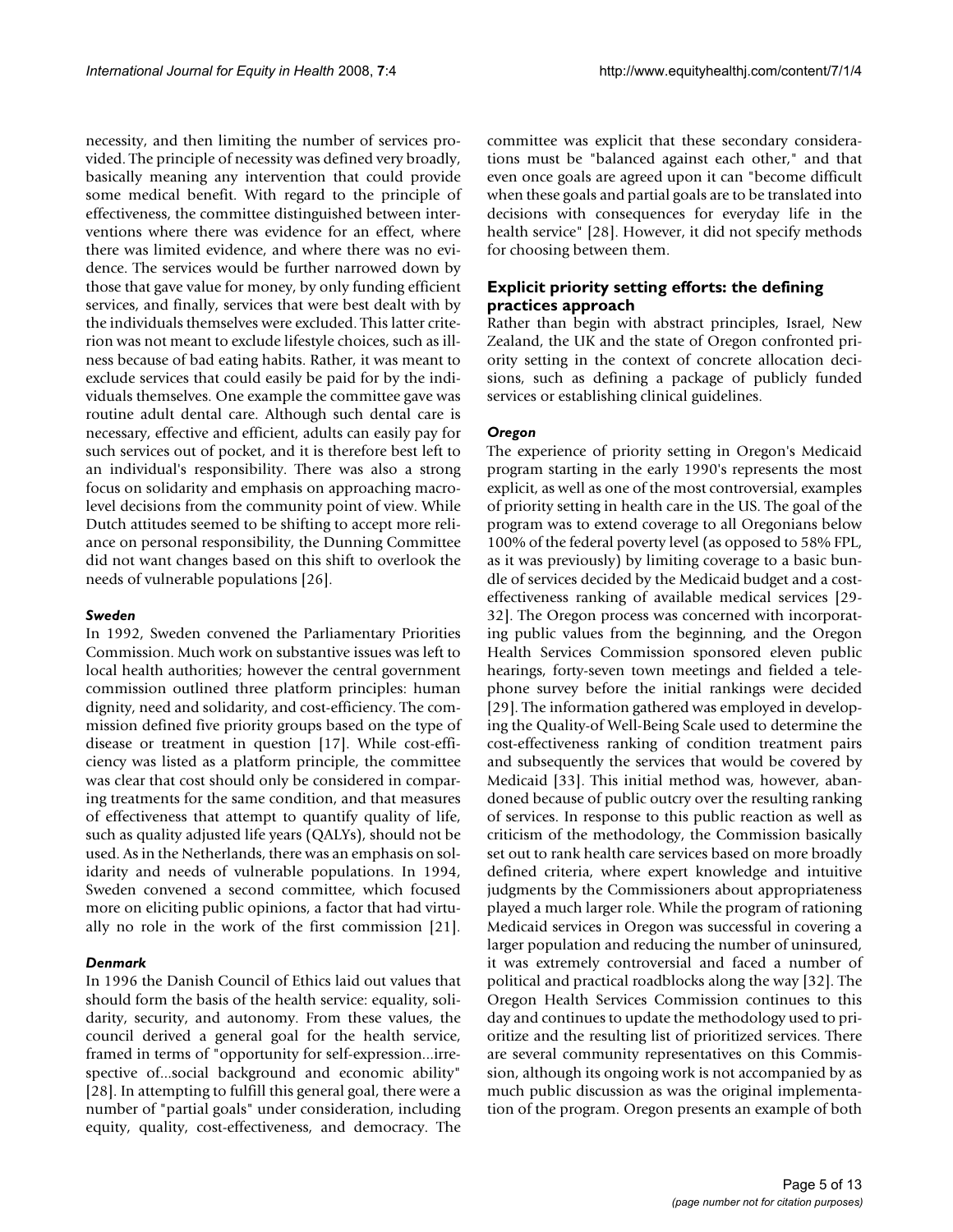necessity, and then limiting the number of services provided. The principle of necessity was defined very broadly, basically meaning any intervention that could provide some medical benefit. With regard to the principle of effectiveness, the committee distinguished between interventions where there was evidence for an effect, where there was limited evidence, and where there was no evidence. The services would be further narrowed down by those that gave value for money, by only funding efficient services, and finally, services that were best dealt with by the individuals themselves were excluded. This latter criterion was not meant to exclude lifestyle choices, such as illness because of bad eating habits. Rather, it was meant to exclude services that could easily be paid for by the individuals themselves. One example the committee gave was routine adult dental care. Although such dental care is necessary, effective and efficient, adults can easily pay for such services out of pocket, and it is therefore best left to an individual's responsibility. There was also a strong focus on solidarity and emphasis on approaching macro-level decisions from the community point of view. While Dutch attitudes seemed to be shifting to accept more reliance on personal responsibility, the Dunning Committee did not want changes based on this shift to overlook the needs of vulnerable populations [26].

### *Sweden*

In 1992, Sweden convened the Parliamentary Priorities Commission. Much work on substantive issues was left to local health authorities; however the central government commission outlined three platform principles: human dignity, need and solidarity, and cost-efficiency. The commission defined five priority groups based on the type of disease or treatment in question [17]. While cost-efficiency was listed as a platform principle, the committee was clear that cost should only be considered in comparing treatments for the same condition, and that measures of effectiveness that attempt to quantify quality of life, such as quality adjusted life years (QALYs), should not be used. As in the Netherlands, there was an emphasis on solidarity and needs of vulnerable populations. In 1994, Sweden convened a second committee, which focused more on eliciting public opinions, a factor that had virtually no role in the work of the first commission [21].

### *Denmark*

In 1996 the Danish Council of Ethics laid out values that should form the basis of the health service: equality, solidarity, security, and autonomy. From these values, the council derived a general goal for the health service, framed in terms of "opportunity for self-expression...irrespective of...social background and economic ability" [28]. In attempting to fulfill this general goal, there were a number of "partial goals" under consideration, including equity, quality, cost-effectiveness, and democracy. The committee was explicit that these secondary considerations must be "balanced against each other," and that even once goals are agreed upon it can "become difficult when these goals and partial goals are to be translated into decisions with consequences for everyday life in the health service" [28]. However, it did not specify methods for choosing between them.

## Explicit priority setting efforts: the defining practices approach

Rather than begin with abstract principles, Israel, New Zealand, the UK and the state of Oregon confronted priority setting in the context of concrete allocation decisions, such as defining a package of publicly funded services or establishing clinical guidelines.

### *Oregon*

The experience of priority setting in Oregon's Medicaid program starting in the early 1990's represents the most explicit, as well as one of the most controversial, examples of priority setting in health care in the US. The goal of the program was to extend coverage to all Oregonians below 100% of the federal poverty level (as opposed to 58% FPL, as it was previously) by limiting coverage to a basic bundle of services decided by the Medicaid budget and a cost-effectiveness ranking of available medical services [29-32]. The Oregon process was concerned with incorporating public values from the beginning, and the Oregon Health Services Commission sponsored eleven public hearings, forty-seven town meetings and fielded a telephone survey before the initial rankings were decided [29]. The information gathered was employed in developing the Quality-of Well-Being Scale used to determine the cost-effectiveness ranking of condition treatment pairs and subsequently the services that would be covered by Medicaid [33]. This initial method was, however, abandoned because of public outcry over the resulting ranking of services. In response to this public reaction as well as criticism of the methodology, the Commission basically set out to rank health care services based on more broadly defined criteria, where expert knowledge and intuitive judgments by the Commissioners about appropriateness played a much larger role. While the program of rationing Medicaid services in Oregon was successful in covering a larger population and reducing the number of uninsured, it was extremely controversial and faced a number of political and practical roadblocks along the way [32]. The Oregon Health Services Commission continues to this day and continues to update the methodology used to prioritize and the resulting list of prioritized services. There are several community representatives on this Commission, although its ongoing work is not accompanied by as much public discussion as was the original implementation of the program. Oregon presents an example of both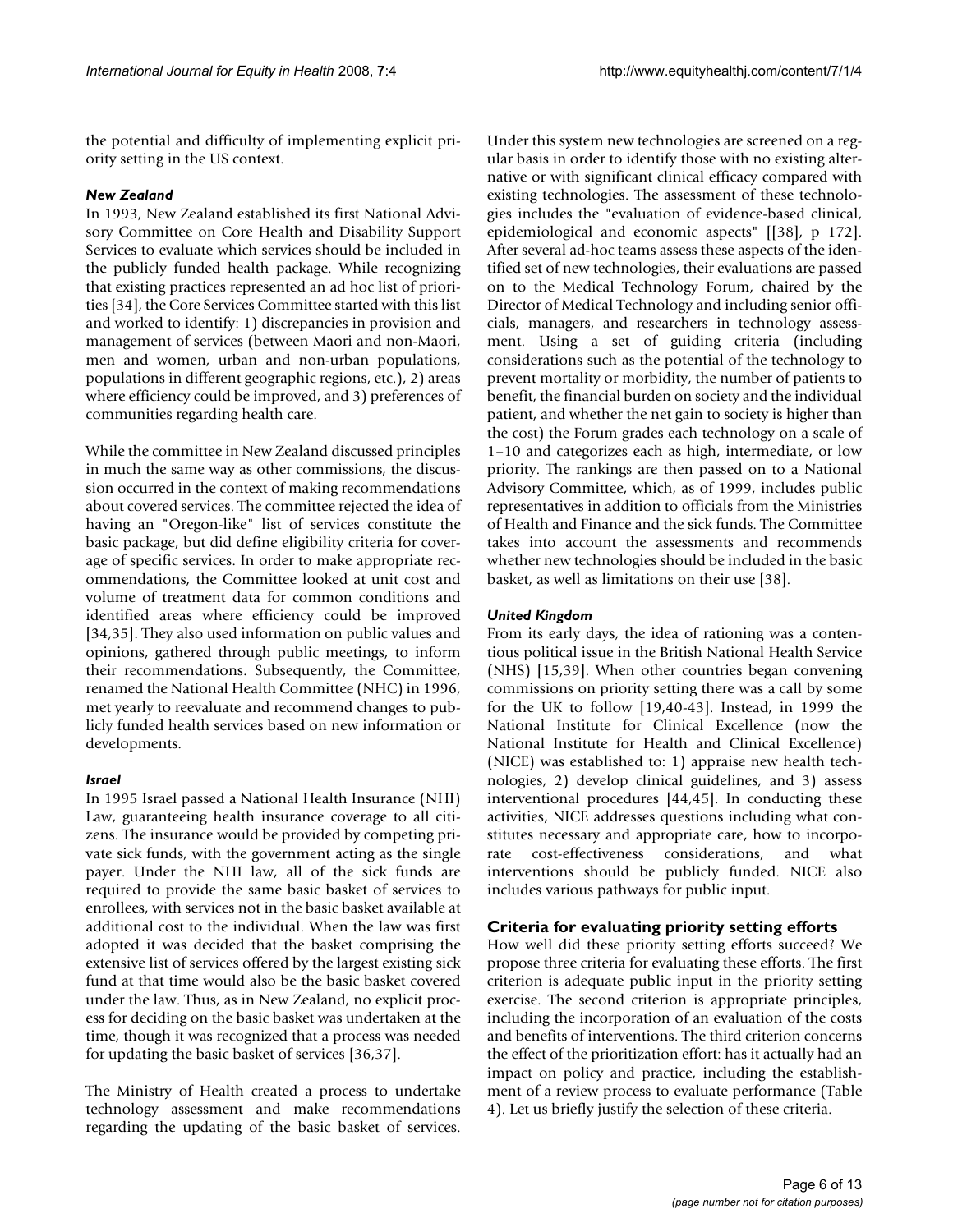the potential and difficulty of implementing explicit priority setting in the US context.

### *New Zealand*

In 1993, New Zealand established its first National Advisory Committee on Core Health and Disability Support Services to evaluate which services should be included in the publicly funded health package. While recognizing that existing practices represented an ad hoc list of priorities [34], the Core Services Committee started with this list and worked to identify: 1) discrepancies in provision and management of services (between Maori and non-Maori, men and women, urban and non-urban populations, populations in different geographic regions, etc.), 2) areas where efficiency could be improved, and 3) preferences of communities regarding health care.

While the committee in New Zealand discussed principles in much the same way as other commissions, the discussion occurred in the context of making recommendations about covered services. The committee rejected the idea of having an "Oregon-like" list of services constitute the basic package, but did define eligibility criteria for coverage of specific services. In order to make appropriate recommendations, the Committee looked at unit cost and volume of treatment data for common conditions and identified areas where efficiency could be improved [34,35]. They also used information on public values and opinions, gathered through public meetings, to inform their recommendations. Subsequently, the Committee, renamed the National Health Committee (NHC) in 1996, met yearly to reevaluate and recommend changes to publicly funded health services based on new information or developments.

### *Israel*

In 1995 Israel passed a National Health Insurance (NHI) Law, guaranteeing health insurance coverage to all citizens. The insurance would be provided by competing private sick funds, with the government acting as the single payer. Under the NHI law, all of the sick funds are required to provide the same basic basket of services to enrollees, with services not in the basic basket available at additional cost to the individual. When the law was first adopted it was decided that the basket comprising the extensive list of services offered by the largest existing sick fund at that time would also be the basic basket covered under the law. Thus, as in New Zealand, no explicit process for deciding on the basic basket was undertaken at the time, though it was recognized that a process was needed for updating the basic basket of services [36,37].

The Ministry of Health created a process to undertake technology assessment and make recommendations regarding the updating of the basic basket of services. Under this system new technologies are screened on a regular basis in order to identify those with no existing alternative or with significant clinical efficacy compared with existing technologies. The assessment of these technologies includes the "evaluation of evidence-based clinical, epidemiological and economic aspects" [[38], p 172]. After several ad-hoc teams assess these aspects of the identified set of new technologies, their evaluations are passed on to the Medical Technology Forum, chaired by the Director of Medical Technology and including senior officials, managers, and researchers in technology assessment. Using a set of guiding criteria (including considerations such as the potential of the technology to prevent mortality or morbidity, the number of patients to benefit, the financial burden on society and the individual patient, and whether the net gain to society is higher than the cost) the Forum grades each technology on a scale of 1–10 and categorizes each as high, intermediate, or low priority. The rankings are then passed on to a National Advisory Committee, which, as of 1999, includes public representatives in addition to officials from the Ministries of Health and Finance and the sick funds. The Committee takes into account the assessments and recommends whether new technologies should be included in the basic basket, as well as limitations on their use [38].

### *United Kingdom*

From its early days, the idea of rationing was a contentious political issue in the British National Health Service (NHS) [15,39]. When other countries began convening commissions on priority setting there was a call by some for the UK to follow [19,40-43]. Instead, in 1999 the National Institute for Clinical Excellence (now the National Institute for Health and Clinical Excellence) (NICE) was established to: 1) appraise new health technologies, 2) develop clinical guidelines, and 3) assess interventional procedures [44,45]. In conducting these activities, NICE addresses questions including what constitutes necessary and appropriate care, how to incorporate cost-effectiveness considerations, and what interventions should be publicly funded. NICE also includes various pathways for public input.

## Criteria for evaluating priority setting efforts

How well did these priority setting efforts succeed? We propose three criteria for evaluating these efforts. The first criterion is adequate public input in the priority setting exercise. The second criterion is appropriate principles, including the incorporation of an evaluation of the costs and benefits of interventions. The third criterion concerns the effect of the prioritization effort: has it actually had an impact on policy and practice, including the establishment of a review process to evaluate performance (Table 4). Let us briefly justify the selection of these criteria.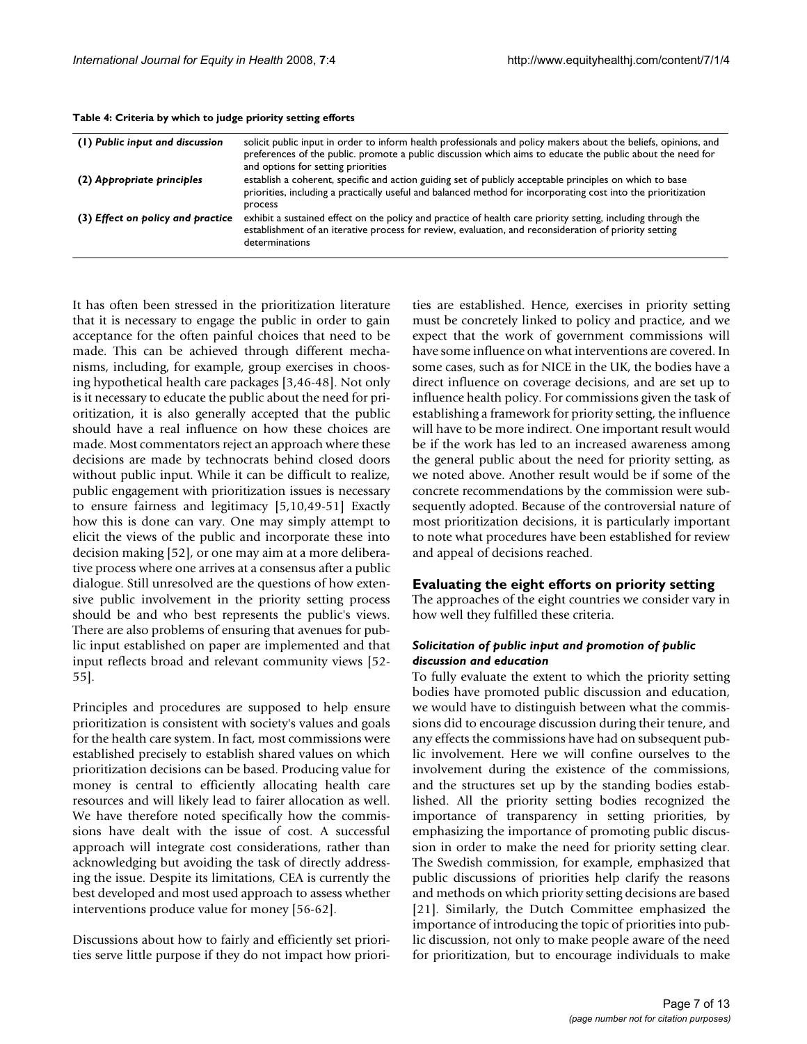**Table 4: Criteria by which to judge priority setting efforts**

| | |
|---|---|
| **(1)** ***Public input and discussion*** | solicit public input in order to inform health professionals and policy makers about the beliefs, opinions, and preferences of the public. promote a public discussion which aims to educate the public about the need for and options for setting priorities |
| **(2)** ***Appropriate principles*** | establish a coherent, specific and action guiding set of publicly acceptable principles on which to base priorities, including a practically useful and balanced method for incorporating cost into the prioritization process |
| **(3)** ***Effect on policy and practice*** | exhibit a sustained effect on the policy and practice of health care priority setting, including through the establishment of an iterative process for review, evaluation, and reconsideration of priority setting determinations |

It has often been stressed in the prioritization literature that it is necessary to engage the public in order to gain acceptance for the often painful choices that need to be made. This can be achieved through different mechanisms, including, for example, group exercises in choosing hypothetical health care packages [3,46-48]. Not only is it necessary to educate the public about the need for prioritization, it is also generally accepted that the public should have a real influence on how these choices are made. Most commentators reject an approach where these decisions are made by technocrats behind closed doors without public input. While it can be difficult to realize, public engagement with prioritization issues is necessary to ensure fairness and legitimacy [5,10,49-51] Exactly how this is done can vary. One may simply attempt to elicit the views of the public and incorporate these into decision making [52], or one may aim at a more deliberative process where one arrives at a consensus after a public dialogue. Still unresolved are the questions of how extensive public involvement in the priority setting process should be and who best represents the public's views. There are also problems of ensuring that avenues for public input established on paper are implemented and that input reflects broad and relevant community views [52-55].

Principles and procedures are supposed to help ensure prioritization is consistent with society's values and goals for the health care system. In fact, most commissions were established precisely to establish shared values on which prioritization decisions can be based. Producing value for money is central to efficiently allocating health care resources and will likely lead to fairer allocation as well. We have therefore noted specifically how the commissions have dealt with the issue of cost. A successful approach will integrate cost considerations, rather than acknowledging but avoiding the task of directly addressing the issue. Despite its limitations, CEA is currently the best developed and most used approach to assess whether interventions produce value for money [56-62].

Discussions about how to fairly and efficiently set priorities serve little purpose if they do not impact how priorities are established. Hence, exercises in priority setting must be concretely linked to policy and practice, and we expect that the work of government commissions will have some influence on what interventions are covered. In some cases, such as for NICE in the UK, the bodies have a direct influence on coverage decisions, and are set up to influence health policy. For commissions given the task of establishing a framework for priority setting, the influence will have to be more indirect. One important result would be if the work has led to an increased awareness among the general public about the need for priority setting, as we noted above. Another result would be if some of the concrete recommendations by the commission were subsequently adopted. Because of the controversial nature of most prioritization decisions, it is particularly important to note what procedures have been established for review and appeal of decisions reached.

## Evaluating the eight efforts on priority setting

The approaches of the eight countries we consider vary in how well they fulfilled these criteria.

### *Solicitation of public input and promotion of public discussion and education*

To fully evaluate the extent to which the priority setting bodies have promoted public discussion and education, we would have to distinguish between what the commissions did to encourage discussion during their tenure, and any effects the commissions have had on subsequent public involvement. Here we will confine ourselves to the involvement during the existence of the commissions, and the structures set up by the standing bodies established. All the priority setting bodies recognized the importance of transparency in setting priorities, by emphasizing the importance of promoting public discussion in order to make the need for priority setting clear. The Swedish commission, for example, emphasized that public discussions of priorities help clarify the reasons and methods on which priority setting decisions are based [21]. Similarly, the Dutch Committee emphasized the importance of introducing the topic of priorities into public discussion, not only to make people aware of the need for prioritization, but to encourage individuals to make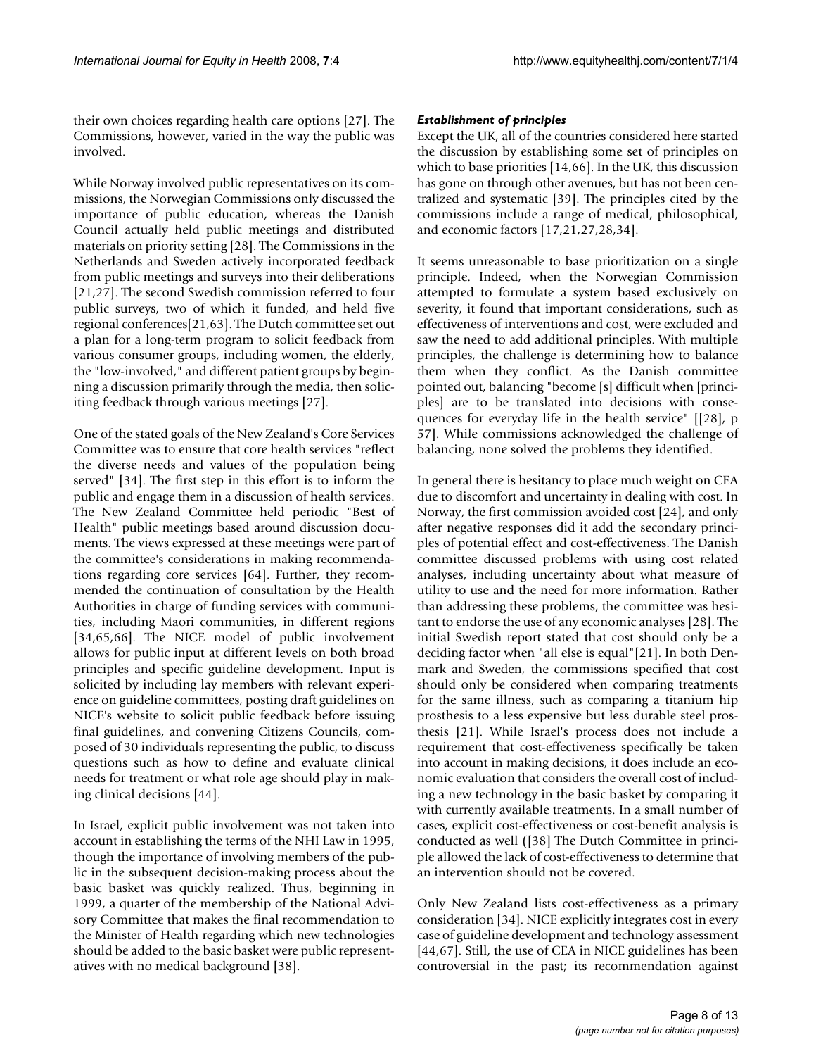their own choices regarding health care options [27]. The Commissions, however, varied in the way the public was involved.

While Norway involved public representatives on its commissions, the Norwegian Commissions only discussed the importance of public education, whereas the Danish Council actually held public meetings and distributed materials on priority setting [28]. The Commissions in the Netherlands and Sweden actively incorporated feedback from public meetings and surveys into their deliberations [21,27]. The second Swedish commission referred to four public surveys, two of which it funded, and held five regional conferences[21,63]. The Dutch committee set out a plan for a long-term program to solicit feedback from various consumer groups, including women, the elderly, the "low-involved," and different patient groups by beginning a discussion primarily through the media, then soliciting feedback through various meetings [27].

One of the stated goals of the New Zealand's Core Services Committee was to ensure that core health services "reflect the diverse needs and values of the population being served" [34]. The first step in this effort is to inform the public and engage them in a discussion of health services. The New Zealand Committee held periodic "Best of Health" public meetings based around discussion documents. The views expressed at these meetings were part of the committee's considerations in making recommendations regarding core services [64]. Further, they recommended the continuation of consultation by the Health Authorities in charge of funding services with communities, including Maori communities, in different regions [34,65,66]. The NICE model of public involvement allows for public input at different levels on both broad principles and specific guideline development. Input is solicited by including lay members with relevant experience on guideline committees, posting draft guidelines on NICE's website to solicit public feedback before issuing final guidelines, and convening Citizens Councils, composed of 30 individuals representing the public, to discuss questions such as how to define and evaluate clinical needs for treatment or what role age should play in making clinical decisions [44].

In Israel, explicit public involvement was not taken into account in establishing the terms of the NHI Law in 1995, though the importance of involving members of the public in the subsequent decision-making process about the basic basket was quickly realized. Thus, beginning in 1999, a quarter of the membership of the National Advisory Committee that makes the final recommendation to the Minister of Health regarding which new technologies should be added to the basic basket were public representatives with no medical background [38].

### *Establishment of principles*

Except the UK, all of the countries considered here started the discussion by establishing some set of principles on which to base priorities [14,66]. In the UK, this discussion has gone on through other avenues, but has not been centralized and systematic [39]. The principles cited by the commissions include a range of medical, philosophical, and economic factors [17,21,27,28,34].

It seems unreasonable to base prioritization on a single principle. Indeed, when the Norwegian Commission attempted to formulate a system based exclusively on severity, it found that important considerations, such as effectiveness of interventions and cost, were excluded and saw the need to add additional principles. With multiple principles, the challenge is determining how to balance them when they conflict. As the Danish committee pointed out, balancing "become [s] difficult when [principles] are to be translated into decisions with consequences for everyday life in the health service" [[28], p 57]. While commissions acknowledged the challenge of balancing, none solved the problems they identified.

In general there is hesitancy to place much weight on CEA due to discomfort and uncertainty in dealing with cost. In Norway, the first commission avoided cost [24], and only after negative responses did it add the secondary principles of potential effect and cost-effectiveness. The Danish committee discussed problems with using cost related analyses, including uncertainty about what measure of utility to use and the need for more information. Rather than addressing these problems, the committee was hesitant to endorse the use of any economic analyses [28]. The initial Swedish report stated that cost should only be a deciding factor when "all else is equal"[21]. In both Denmark and Sweden, the commissions specified that cost should only be considered when comparing treatments for the same illness, such as comparing a titanium hip prosthesis to a less expensive but less durable steel prosthesis [21]. While Israel's process does not include a requirement that cost-effectiveness specifically be taken into account in making decisions, it does include an economic evaluation that considers the overall cost of including a new technology in the basic basket by comparing it with currently available treatments. In a small number of cases, explicit cost-effectiveness or cost-benefit analysis is conducted as well ([38] The Dutch Committee in principle allowed the lack of cost-effectiveness to determine that an intervention should not be covered.

Only New Zealand lists cost-effectiveness as a primary consideration [34]. NICE explicitly integrates cost in every case of guideline development and technology assessment [44,67]. Still, the use of CEA in NICE guidelines has been controversial in the past; its recommendation against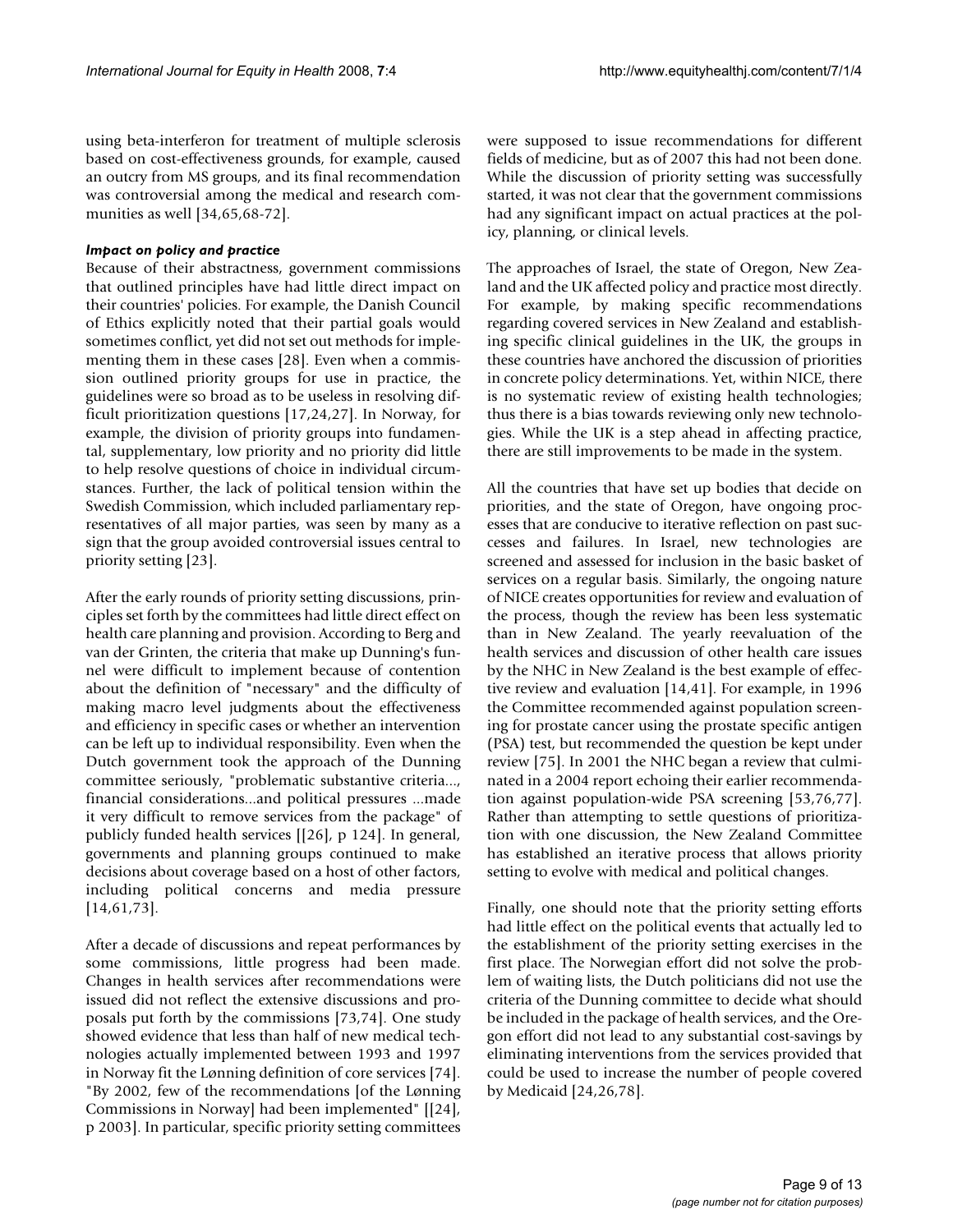using beta-interferon for treatment of multiple sclerosis based on cost-effectiveness grounds, for example, caused an outcry from MS groups, and its final recommendation was controversial among the medical and research communities as well [34,65,68-72].

### *Impact on policy and practice*

Because of their abstractness, government commissions that outlined principles have had little direct impact on their countries' policies. For example, the Danish Council of Ethics explicitly noted that their partial goals would sometimes conflict, yet did not set out methods for implementing them in these cases [28]. Even when a commission outlined priority groups for use in practice, the guidelines were so broad as to be useless in resolving difficult prioritization questions [17,24,27]. In Norway, for example, the division of priority groups into fundamental, supplementary, low priority and no priority did little to help resolve questions of choice in individual circumstances. Further, the lack of political tension within the Swedish Commission, which included parliamentary representatives of all major parties, was seen by many as a sign that the group avoided controversial issues central to priority setting [23].

After the early rounds of priority setting discussions, principles set forth by the committees had little direct effect on health care planning and provision. According to Berg and van der Grinten, the criteria that make up Dunning's funnel were difficult to implement because of contention about the definition of "necessary" and the difficulty of making macro level judgments about the effectiveness and efficiency in specific cases or whether an intervention can be left up to individual responsibility. Even when the Dutch government took the approach of the Dunning committee seriously, "problematic substantive criteria..., financial considerations...and political pressures ...made it very difficult to remove services from the package" of publicly funded health services [[26], p 124]. In general, governments and planning groups continued to make decisions about coverage based on a host of other factors, including political concerns and media pressure [14,61,73].

After a decade of discussions and repeat performances by some commissions, little progress had been made. Changes in health services after recommendations were issued did not reflect the extensive discussions and proposals put forth by the commissions [73,74]. One study showed evidence that less than half of new medical technologies actually implemented between 1993 and 1997 in Norway fit the Lønning definition of core services [74]. "By 2002, few of the recommendations [of the Lønning Commissions in Norway] had been implemented" [[24], p 2003]. In particular, specific priority setting committees were supposed to issue recommendations for different fields of medicine, but as of 2007 this had not been done. While the discussion of priority setting was successfully started, it was not clear that the government commissions had any significant impact on actual practices at the policy, planning, or clinical levels.

The approaches of Israel, the state of Oregon, New Zealand and the UK affected policy and practice most directly. For example, by making specific recommendations regarding covered services in New Zealand and establishing specific clinical guidelines in the UK, the groups in these countries have anchored the discussion of priorities in concrete policy determinations. Yet, within NICE, there is no systematic review of existing health technologies; thus there is a bias towards reviewing only new technologies. While the UK is a step ahead in affecting practice, there are still improvements to be made in the system.

All the countries that have set up bodies that decide on priorities, and the state of Oregon, have ongoing processes that are conducive to iterative reflection on past successes and failures. In Israel, new technologies are screened and assessed for inclusion in the basic basket of services on a regular basis. Similarly, the ongoing nature of NICE creates opportunities for review and evaluation of the process, though the review has been less systematic than in New Zealand. The yearly reevaluation of the health services and discussion of other health care issues by the NHC in New Zealand is the best example of effective review and evaluation [14,41]. For example, in 1996 the Committee recommended against population screening for prostate cancer using the prostate specific antigen (PSA) test, but recommended the question be kept under review [75]. In 2001 the NHC began a review that culminated in a 2004 report echoing their earlier recommendation against population-wide PSA screening [53,76,77]. Rather than attempting to settle questions of prioritization with one discussion, the New Zealand Committee has established an iterative process that allows priority setting to evolve with medical and political changes.

Finally, one should note that the priority setting efforts had little effect on the political events that actually led to the establishment of the priority setting exercises in the first place. The Norwegian effort did not solve the problem of waiting lists, the Dutch politicians did not use the criteria of the Dunning committee to decide what should be included in the package of health services, and the Oregon effort did not lead to any substantial cost-savings by eliminating interventions from the services provided that could be used to increase the number of people covered by Medicaid [24,26,78].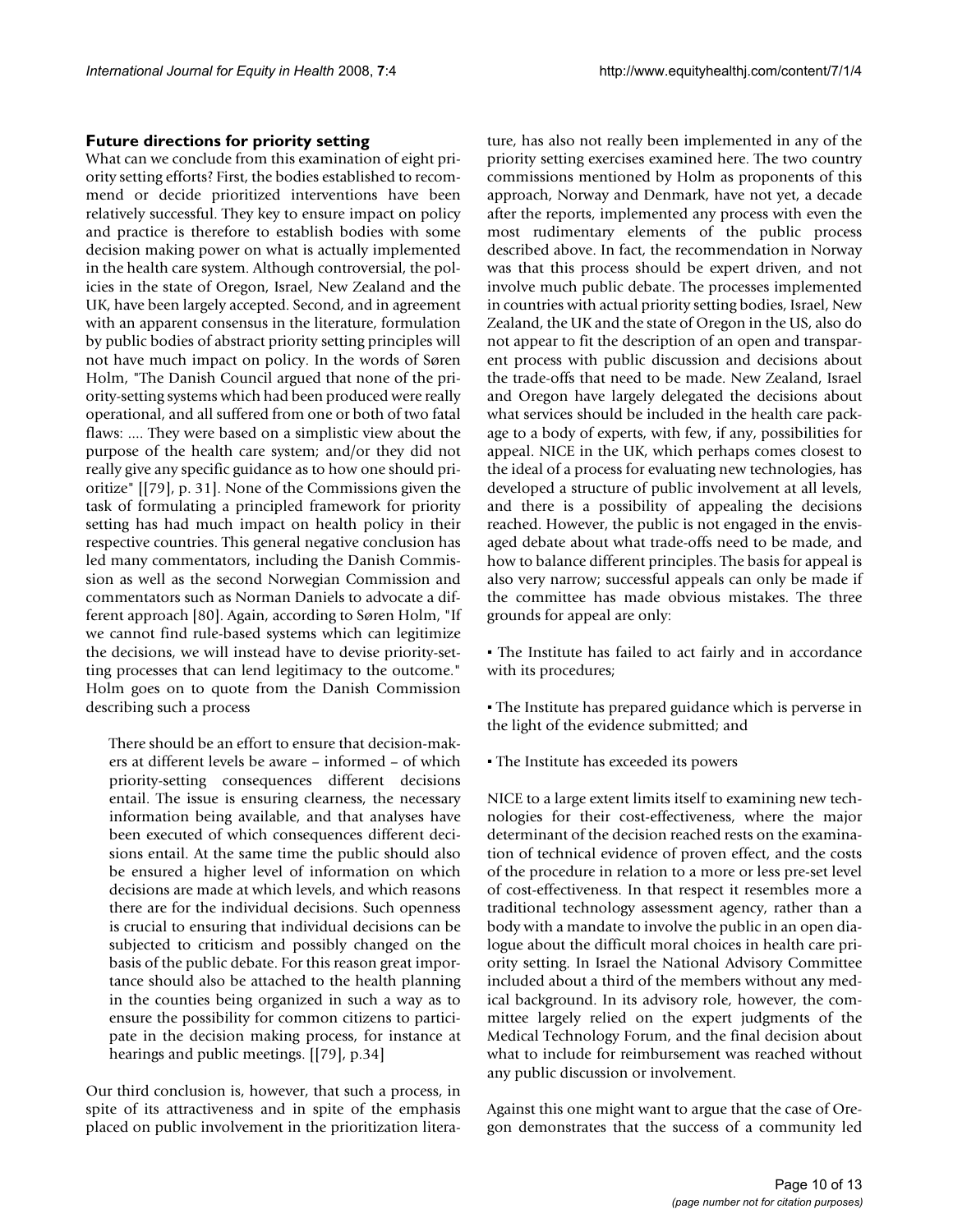### Future directions for priority setting

What can we conclude from this examination of eight priority setting efforts? First, the bodies established to recommend or decide prioritized interventions have been relatively successful. They key to ensure impact on policy and practice is therefore to establish bodies with some decision making power on what is actually implemented in the health care system. Although controversial, the policies in the state of Oregon, Israel, New Zealand and the UK, have been largely accepted. Second, and in agreement with an apparent consensus in the literature, formulation by public bodies of abstract priority setting principles will not have much impact on policy. In the words of Søren Holm, "The Danish Council argued that none of the priority-setting systems which had been produced were really operational, and all suffered from one or both of two fatal flaws: .... They were based on a simplistic view about the purpose of the health care system; and/or they did not really give any specific guidance as to how one should prioritize" [[79], p. 31]. None of the Commissions given the task of formulating a principled framework for priority setting has had much impact on health policy in their respective countries. This general negative conclusion has led many commentators, including the Danish Commission as well as the second Norwegian Commission and commentators such as Norman Daniels to advocate a different approach [80]. Again, according to Søren Holm, "If we cannot find rule-based systems which can legitimize the decisions, we will instead have to devise priority-setting processes that can lend legitimacy to the outcome." Holm goes on to quote from the Danish Commission describing such a process

> There should be an effort to ensure that decision-makers at different levels be aware – informed – of which priority-setting consequences different decisions entail. The issue is ensuring clearness, the necessary information being available, and that analyses have been executed of which consequences different decisions entail. At the same time the public should also be ensured a higher level of information on which decisions are made at which levels, and which reasons there are for the individual decisions. Such openness is crucial to ensuring that individual decisions can be subjected to criticism and possibly changed on the basis of the public debate. For this reason great importance should also be attached to the health planning in the counties being organized in such a way as to ensure the possibility for common citizens to participate in the decision making process, for instance at hearings and public meetings. [[79], p.34]

Our third conclusion is, however, that such a process, in spite of its attractiveness and in spite of the emphasis placed on public involvement in the prioritization literature, has also not really been implemented in any of the priority setting exercises examined here. The two country commissions mentioned by Holm as proponents of this approach, Norway and Denmark, have not yet, a decade after the reports, implemented any process with even the most rudimentary elements of the public process described above. In fact, the recommendation in Norway was that this process should be expert driven, and not involve much public debate. The processes implemented in countries with actual priority setting bodies, Israel, New Zealand, the UK and the state of Oregon in the US, also do not appear to fit the description of an open and transparent process with public discussion and decisions about the trade-offs that need to be made. New Zealand, Israel and Oregon have largely delegated the decisions about what services should be included in the health care package to a body of experts, with few, if any, possibilities for appeal. NICE in the UK, which perhaps comes closest to the ideal of a process for evaluating new technologies, has developed a structure of public involvement at all levels, and there is a possibility of appealing the decisions reached. However, the public is not engaged in the envisaged debate about what trade-offs need to be made, and how to balance different principles. The basis for appeal is also very narrow; successful appeals can only be made if the committee has made obvious mistakes. The three grounds for appeal are only:

- The Institute has failed to act fairly and in accordance with its procedures;
- The Institute has prepared guidance which is perverse in the light of the evidence submitted; and
- The Institute has exceeded its powers

NICE to a large extent limits itself to examining new technologies for their cost-effectiveness, where the major determinant of the decision reached rests on the examination of technical evidence of proven effect, and the costs of the procedure in relation to a more or less pre-set level of cost-effectiveness. In that respect it resembles more a traditional technology assessment agency, rather than a body with a mandate to involve the public in an open dialogue about the difficult moral choices in health care priority setting. In Israel the National Advisory Committee included about a third of the members without any medical background. In its advisory role, however, the committee largely relied on the expert judgments of the Medical Technology Forum, and the final decision about what to include for reimbursement was reached without any public discussion or involvement.

Against this one might want to argue that the case of Oregon demonstrates that the success of a community led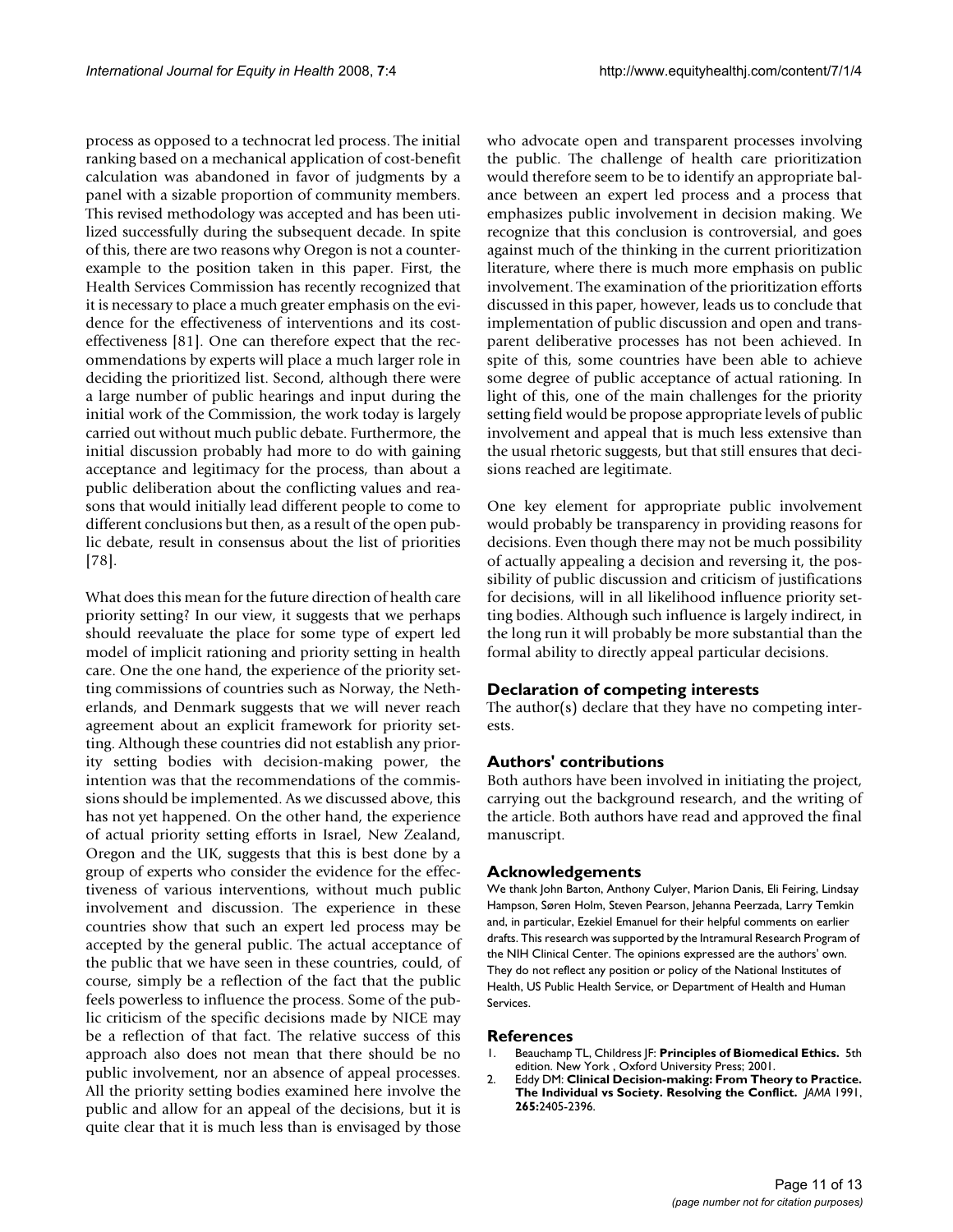process as opposed to a technocrat led process. The initial ranking based on a mechanical application of cost-benefit calculation was abandoned in favor of judgments by a panel with a sizable proportion of community members. This revised methodology was accepted and has been utilized successfully during the subsequent decade. In spite of this, there are two reasons why Oregon is not a counterexample to the position taken in this paper. First, the Health Services Commission has recently recognized that it is necessary to place a much greater emphasis on the evidence for the effectiveness of interventions and its cost-effectiveness [81]. One can therefore expect that the recommendations by experts will place a much larger role in deciding the prioritized list. Second, although there were a large number of public hearings and input during the initial work of the Commission, the work today is largely carried out without much public debate. Furthermore, the initial discussion probably had more to do with gaining acceptance and legitimacy for the process, than about a public deliberation about the conflicting values and reasons that would initially lead different people to come to different conclusions but then, as a result of the open public debate, result in consensus about the list of priorities [78].

What does this mean for the future direction of health care priority setting? In our view, it suggests that we perhaps should reevaluate the place for some type of expert led model of implicit rationing and priority setting in health care. One the one hand, the experience of the priority setting commissions of countries such as Norway, the Netherlands, and Denmark suggests that we will never reach agreement about an explicit framework for priority setting. Although these countries did not establish any priority setting bodies with decision-making power, the intention was that the recommendations of the commissions should be implemented. As we discussed above, this has not yet happened. On the other hand, the experience of actual priority setting efforts in Israel, New Zealand, Oregon and the UK, suggests that this is best done by a group of experts who consider the evidence for the effectiveness of various interventions, without much public involvement and discussion. The experience in these countries show that such an expert led process may be accepted by the general public. The actual acceptance of the public that we have seen in these countries, could, of course, simply be a reflection of the fact that the public feels powerless to influence the process. Some of the public criticism of the specific decisions made by NICE may be a reflection of that fact. The relative success of this approach also does not mean that there should be no public involvement, nor an absence of appeal processes. All the priority setting bodies examined here involve the public and allow for an appeal of the decisions, but it is quite clear that it is much less than is envisaged by those who advocate open and transparent processes involving the public. The challenge of health care prioritization would therefore seem to be to identify an appropriate balance between an expert led process and a process that emphasizes public involvement in decision making. We recognize that this conclusion is controversial, and goes against much of the thinking in the current prioritization literature, where there is much more emphasis on public involvement. The examination of the prioritization efforts discussed in this paper, however, leads us to conclude that implementation of public discussion and open and transparent deliberative processes has not been achieved. In spite of this, some countries have been able to achieve some degree of public acceptance of actual rationing. In light of this, one of the main challenges for the priority setting field would be propose appropriate levels of public involvement and appeal that is much less extensive than the usual rhetoric suggests, but that still ensures that decisions reached are legitimate.

One key element for appropriate public involvement would probably be transparency in providing reasons for decisions. Even though there may not be much possibility of actually appealing a decision and reversing it, the possibility of public discussion and criticism of justifications for decisions, will in all likelihood influence priority setting bodies. Although such influence is largely indirect, in the long run it will probably be more substantial than the formal ability to directly appeal particular decisions.

## Declaration of competing interests

The author(s) declare that they have no competing interests.

## Authors' contributions

Both authors have been involved in initiating the project, carrying out the background research, and the writing of the article. Both authors have read and approved the final manuscript.

## Acknowledgements

We thank John Barton, Anthony Culyer, Marion Danis, Eli Feiring, Lindsay Hampson, Søren Holm, Steven Pearson, Jehanna Peerzada, Larry Temkin and, in particular, Ezekiel Emanuel for their helpful comments on earlier drafts. This research was supported by the Intramural Research Program of the NIH Clinical Center. The opinions expressed are the authors' own. They do not reflect any position or policy of the National Institutes of Health, US Public Health Service, or Department of Health and Human Services.

## References

1. Beauchamp TL, Childress JF: **Principles of Biomedical Ethics.** 5th edition. New York , Oxford University Press; 2001.
2. Eddy DM: **Clinical Decision-making: From Theory to Practice. The Individual vs Society. Resolving the Conflict.** *JAMA* 1991, **265:**2405-2396.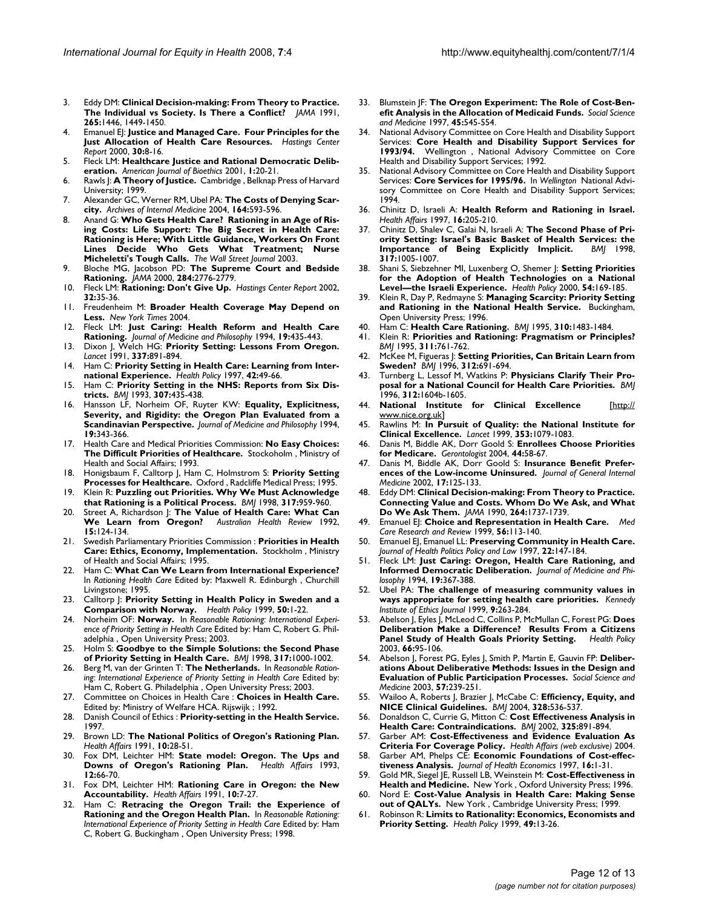3. Eddy DM: **Clinical Decision-making: From Theory to Practice. The Individual vs Society. Is There a Conflict?** *JAMA* 1991, **265:**1446, 1449-1450.
4. Emanuel EJ: **Justice and Managed Care. Four Principles for the Just Allocation of Health Care Resources.** *Hastings Center Report* 2000, **30:**8-16.
5. Fleck LM: **Healthcare Justice and Rational Democratic Deliberation.** *American Journal of Bioethics* 2001, **1:**20-21.
6. Rawls J: **A Theory of Justice.** Cambridge , Belknap Press of Harvard University; 1999.
7. Alexander GC, Werner RM, Ubel PA: **The Costs of Denying Scarcity.** *Archives of Internal Medicine* 2004, **164:**593-596.
8. Anand G: **Who Gets Health Care? Rationing in an Age of Rising Costs: Life Support: The Big Secret in Health Care: Rationing is Here; With Little Guidance, Workers On Front Lines Decide Who Gets What Treatment; Nurse Micheletti's Tough Calls.** *The Wall Street Journal* 2003.
9. Bloche MG, Jacobson PD: **The Supreme Court and Bedside Rationing.** *JAMA* 2000, **284:**2776-2779.
10. Fleck LM: **Rationing: Don't Give Up.** *Hastings Center Report* 2002, **32:**35-36.
11. Freudenheim M: **Broader Health Coverage May Depend on Less.** *New York Times* 2004.
12. Fleck LM: **Just Caring: Health Reform and Health Care Rationing.** *Journal of Medicine and Philosophy* 1994, **19:**435-443.
13. Dixon J, Welch HG: **Priority Setting: Lessons From Oregon.** *Lancet* 1991, **337:**891-894.
14. Ham C: **Priority Setting in Health Care: Learning from International Experience.** *Health Policy* 1997, **42:**49-66.
15. Ham C: **Priority Setting in the NHS: Reports from Six Districts.** *BMJ* 1993, **307:**435-438.
16. Hansson LF, Norheim OF, Ruyter KW: **Equality, Explicitness, Severity, and Rigidity: the Oregon Plan Evaluated from a Scandinavian Perspective.** *Journal of Medicine and Philosophy* 1994, **19:**343-366.
17. Health Care and Medical Priorities Commission: **No Easy Choices: The Difficult Priorities of Healthcare.** Stockoholm , Ministry of Health and Social Affairs; 1993.
18. Honigsbaum F, Calltorp J, Ham C, Holmstrom S: **Priority Setting Processes for Healthcare.** Oxford , Radcliffe Medical Press; 1995.
19. Klein R: **Puzzling out Priorities. Why We Must Acknowledge that Rationing is a Political Process.** *BMJ* 1998, **317:**959-960.
20. Street A, Richardson J: **The Value of Health Care: What Can We Learn from Oregon?** *Australian Health Review* 1992, **15:**124-134.
21. Swedish Parliamentary Priorities Commission : **Priorities in Health Care: Ethics, Economy, Implementation.** Stockholm , Ministry of Health and Social Affairs; 1995.
22. Ham C: **What Can We Learn from International Experience?** In *Rationing Health Care* Edited by: Maxwell R. Edinburgh , Churchill Livingstone; 1995.
23. Calltorp J: **Priority Setting in Health Policy in Sweden and a Comparison with Norway.** *Health Policy* 1999, **50:**1-22.
24. Norheim OF: **Norway.** In *Reasonable Rationing: International Experience of Priority Setting in Health Care* Edited by: Ham C, Robert G. Philadelphia , Open University Press; 2003.
25. Holm S: **Goodbye to the Simple Solutions: the Second Phase of Priority Setting in Health Care.** *BMJ* 1998, **317:**1000-1002.
26. Berg M, van der Grinten T: **The Netherlands.** In *Reasonable Rationing: International Experience of Priority Setting in Health Care* Edited by: Ham C, Robert G. Philadelphia , Open University Press; 2003.
27. Committee on Choices in Health Care : **Choices in Health Care.** Edited by: Ministry of Welfare HCA. Rijswijk ; 1992.
28. Danish Council of Ethics : **Priority-setting in the Health Service.** 1997.
29. Brown LD: **The National Politics of Oregon's Rationing Plan.** *Health Affairs* 1991, **10:**28-51.
30. Fox DM, Leichter HM: **State model: Oregon. The Ups and Downs of Oregon's Rationing Plan.** *Health Affairs* 1993, **12:**66-70.
31. Fox DM, Leichter HM: **Rationing Care in Oregon: the New Accountability.** *Health Affairs* 1991, **10:**7-27.
32. Ham C: **Retracing the Oregon Trail: the Experience of Rationing and the Oregon Health Plan.** In *Reasonable Rationing: International Experience of Priority Setting in Health Care* Edited by: Ham C, Robert G. Buckingham , Open University Press; 1998.
33. Blumstein JF: **The Oregon Experiment: The Role of Cost-Benefit Analysis in the Allocation of Medicaid Funds.** *Social Science and Medicine* 1997, **45:**545-554.
34. National Advisory Committee on Core Health and Disability Support Services: **Core Health and Disability Support Services for 1993/94.** Wellington , National Advisory Committee on Core Health and Disability Support Services; 1992.
35. National Advisory Committee on Core Health and Disability Support Services: **Core Services for 1995/96.** In *Wellington* National Advisory Committee on Core Health and Disability Support Services; 1994.
36. Chinitz D, Israeli A: **Health Reform and Rationing in Israel.** *Health Affairs* 1997, **16:**205-210.
37. Chinitz D, Shalev C, Galai N, Israeli A: **The Second Phase of Priority Setting: Israel's Basic Basket of Health Services: the Importance of Being Explicitly Implicit.** *BMJ* 1998, **317:**1005-1007.
38. Shani S, Siebzehner MI, Luxenberg O, Shemer J: **Setting Priorities for the Adoption of Health Technologies on a National Level—the Israeli Experience.** *Health Policy* 2000, **54:**169-185.
39. Klein R, Day P, Redmayne S: **Managing Scarcity: Priority Setting and Rationing in the National Health Service.** Buckingham, Open University Press; 1996.
40. Ham C: **Health Care Rationing.** *BMJ* 1995, **310:**1483-1484.
41. Klein R: **Priorities and Rationing: Pragmatism or Principles?** *BMJ* 1995, **311:**761-762.
42. McKee M, Figueras J: **Setting Priorities, Can Britain Learn from Sweden?** *BMJ* 1996, **312:**691-694.
43. Turnberg L, Lessof M, Watkins P: **Physicians Clarify Their Proposal for a National Council for Health Care Priorities.** *BMJ* 1996, **312:**1604b-1605.
44. **National Institute for Clinical Excellence** [http://www.nice.org.uk]
45. Rawlins M: **In Pursuit of Quality: the National Institute for Clinical Excellence.** *Lancet* 1999, **353:**1079-1083.
46. Danis M, Biddle AK, Dorr Goold S: **Enrollees Choose Priorities for Medicare.** *Gerontologist* 2004, **44:**58-67.
47. Danis M, Biddle AK, Dorr Goold S: **Insurance Benefit Preferences of the Low-income Uninsured.** *Journal of General Internal Medicine* 2002, **17:**125-133.
48. Eddy DM: **Clinical Decision-making: From Theory to Practice. Connecting Value and Costs. Whom Do We Ask, and What Do We Ask Them.** *JAMA* 1990, **264:**1737-1739.
49. Emanuel EJ: **Choice and Representation in Health Care.** *Med Care Research and Review* 1999, **56:**113-140.
50. Emanuel EJ, Emanuel LL: **Preserving Community in Health Care.** *Journal of Health Politics Policy and Law* 1997, **22:**147-184.
51. Fleck LM: **Just Caring: Oregon, Health Care Rationing, and Informed Democratic Deliberation.** *Journal of Medicine and Philosophy* 1994, **19:**367-388.
52. Ubel PA: **The challenge of measuring community values in ways appropriate for setting health care priorities.** *Kennedy Institute of Ethics Journal* 1999, **9:**263-284.
53. Abelson J, Eyles J, McLeod C, Collins P, McMullan C, Forest PG: **Does Deliberation Make a Difference? Results From a Citizens Panel Study of Health Goals Priority Setting.** *Health Policy* 2003, **66:**95-106.
54. Abelson J, Forest PG, Eyles J, Smith P, Martin E, Gauvin FP: **Deliberations About Deliberative Methods: Issues in the Design and Evaluation of Public Participation Processes.** *Social Science and Medicine* 2003, **57:**239-251.
55. Wailoo A, Roberts J, Brazier J, McCabe C: **Efficiency, Equity, and NICE Clinical Guidelines.** *BMJ* 2004, **328:**536-537.
56. Donaldson C, Currie G, Mitton C: **Cost Effectiveness Analysis in Health Care: Contraindications.** *BMJ* 2002, **325:**891-894.
57. Garber AM: **Cost-Effectiveness and Evidence Evaluation As Criteria For Coverage Policy.** *Health Affairs (web exclusive)* 2004.
58. Garber AM, Phelps CE: **Economic Foundations of Cost-effectiveness Analysis.** *Journal of Health Economics* 1997, **16:**1-31.
59. Gold MR, Siegel JE, Russell LB, Weinstein M: **Cost-Effectiveness in Health and Medicine.** New York , Oxford University Press; 1996.
60. Nord E: **Cost-Value Analysis in Health Care: Making Sense out of QALYs.** New York , Cambridge University Press; 1999.
61. Robinson R: **Limits to Rationality: Economics, Economists and Priority Setting.** *Health Policy* 1999, **49:**13-26.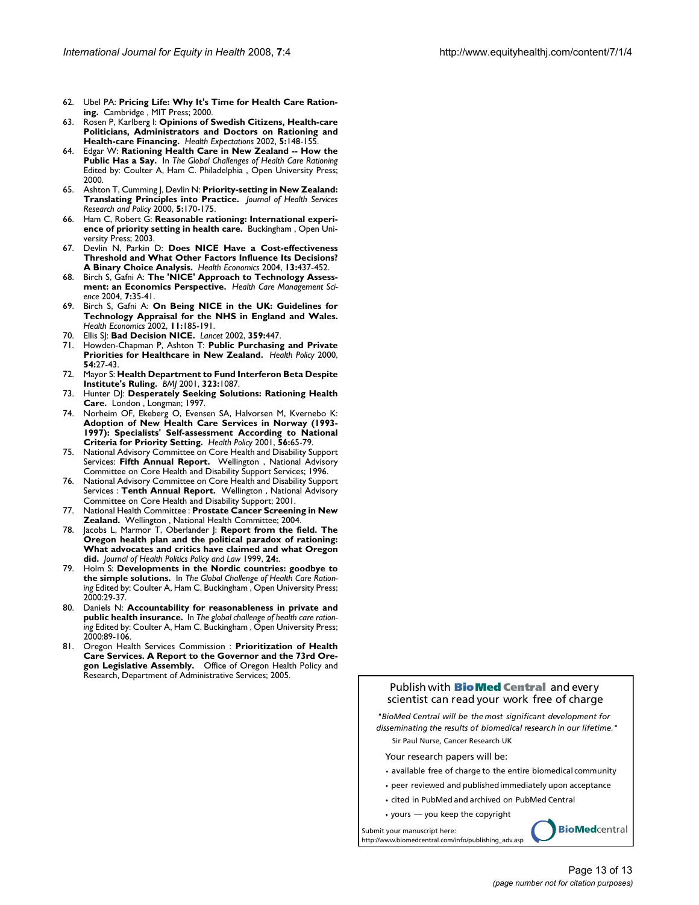62. Ubel PA: **Pricing Life: Why It's Time for Health Care Rationing.** Cambridge , MIT Press; 2000.
63. Rosen P, Karlberg I: **Opinions of Swedish Citizens, Health-care Politicians, Administrators and Doctors on Rationing and Health-care Financing.** *Health Expectations* 2002, **5:**148-155.
64. Edgar W: **Rationing Health Care in New Zealand -- How the Public Has a Say.** In *The Global Challenges of Health Care Rationing* Edited by: Coulter A, Ham C. Philadelphia , Open University Press; 2000.
65. Ashton T, Cumming J, Devlin N: **Priority-setting in New Zealand: Translating Principles into Practice.** *Journal of Health Services Research and Policy* 2000, **5:**170-175.
66. Ham C, Robert G: **Reasonable rationing: International experience of priority setting in health care.** Buckingham , Open University Press; 2003.
67. Devlin N, Parkin D: **Does NICE Have a Cost-effectiveness Threshold and What Other Factors Influence Its Decisions? A Binary Choice Analysis.** *Health Economics* 2004, **13:**437-452.
68. Birch S, Gafni A: **The 'NICE' Approach to Technology Assessment: an Economics Perspective.** *Health Care Management Science* 2004, **7:**35-41.
69. Birch S, Gafni A: **On Being NICE in the UK: Guidelines for Technology Appraisal for the NHS in England and Wales.** *Health Economics* 2002, **11:**185-191.
70. Ellis SJ: **Bad Decision NICE.** *Lancet* 2002, **359:**447.
71. Howden-Chapman P, Ashton T: **Public Purchasing and Private Priorities for Healthcare in New Zealand.** *Health Policy* 2000, **54:**27-43.
72. Mayor S: **Health Department to Fund Interferon Beta Despite Institute's Ruling.** *BMJ* 2001, **323:**1087.
73. Hunter DJ: **Desperately Seeking Solutions: Rationing Health Care.** London , Longman; 1997.
74. Norheim OF, Ekeberg O, Evensen SA, Halvorsen M, Kvernebo K: **Adoption of New Health Care Services in Norway (1993-1997): Specialists' Self-assessment According to National Criteria for Priority Setting.** *Health Policy* 2001, **56:**65-79.
75. National Advisory Committee on Core Health and Disability Support Services: **Fifth Annual Report.** Wellington , National Advisory Committee on Core Health and Disability Support Services; 1996.
76. National Advisory Committee on Core Health and Disability Support Services : **Tenth Annual Report.** Wellington , National Advisory Committee on Core Health and Disability Support; 2001.
77. National Health Committee : **Prostate Cancer Screening in New Zealand.** Wellington , National Health Committee; 2004.
78. Jacobs L, Marmor T, Oberlander J: **Report from the field. The Oregon health plan and the political paradox of rationing: What advocates and critics have claimed and what Oregon did.** *Journal of Health Politics Policy and Law* 1999, **24:**.
79. Holm S: **Developments in the Nordic countries: goodbye to the simple solutions.** In *The Global Challenge of Health Care Rationing* Edited by: Coulter A, Ham C. Buckingham , Open University Press; 2000:29-37.
80. Daniels N: **Accountability for reasonableness in private and public health insurance.** In *The global challenge of health care rationing* Edited by: Coulter A, Ham C. Buckingham , Open University Press; 2000:89-106.
81. Oregon Health Services Commission : **Prioritization of Health Care Services. A Report to the Governor and the 73rd Oregon Legislative Assembly.** Office of Oregon Health Policy and Research, Department of Administrative Services; 2005.

Publish with **BioMed Central** and every scientist can read your work free of charge

*"BioMed Central will be the most significant development for disseminating the results of biomedical research in our lifetime."*
Sir Paul Nurse, Cancer Research UK

Your research papers will be:

- available free of charge to the entire biomedical community
- peer reviewed and published immediately upon acceptance
- cited in PubMed and archived on PubMed Central
- yours — you keep the copyright

Submit your manuscript here:
http://www.biomedcentral.com/info/publishing_adv.asp

**BioMed**central